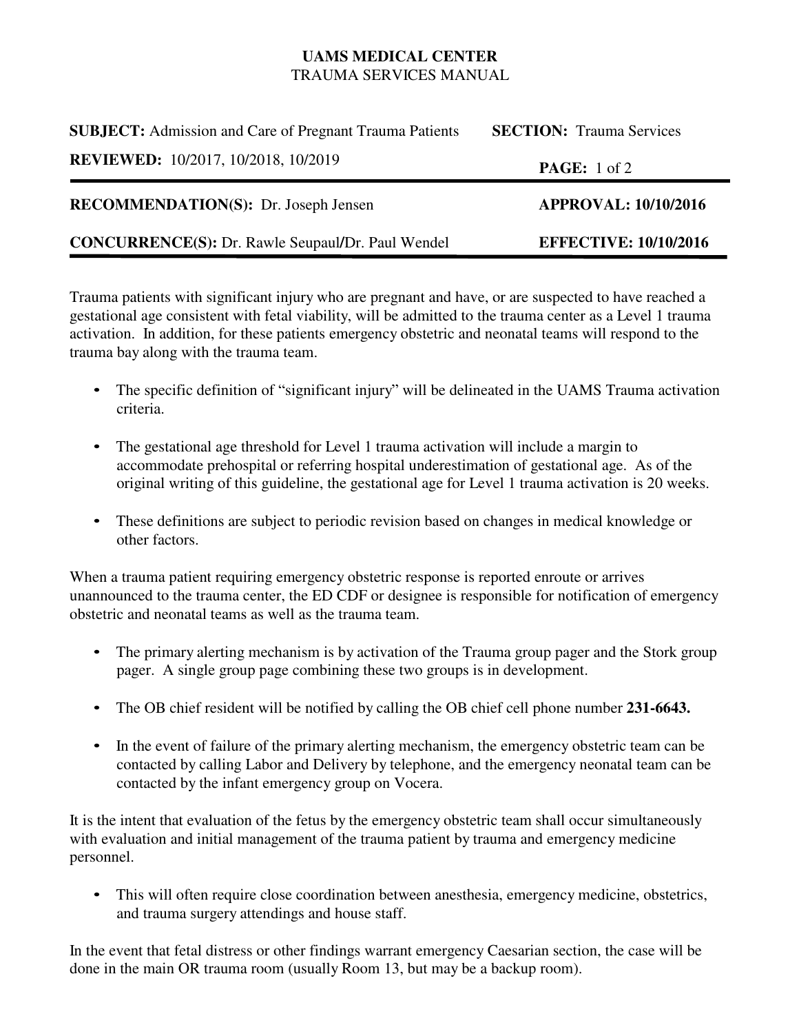**UAMS MEDICAL CENTER**
TRAUMA SERVICES MANUAL

| | |
|---|---|
| **SUBJECT:** Admission and Care of Pregnant Trauma Patients | **SECTION:** Trauma Services |
| **REVIEWED:** 10/2017, 10/2018, 10/2019 | **PAGE:** 1 of 2 |
| **RECOMMENDATION(S):** Dr. Joseph Jensen | **APPROVAL: 10/10/2016** |
| **CONCURRENCE(S):** Dr. Rawle Seupaul/Dr. Paul Wendel | **EFFECTIVE: 10/10/2016** |

Trauma patients with significant injury who are pregnant and have, or are suspected to have reached a gestational age consistent with fetal viability, will be admitted to the trauma center as a Level 1 trauma activation. In addition, for these patients emergency obstetric and neonatal teams will respond to the trauma bay along with the trauma team.

- The specific definition of "significant injury" will be delineated in the UAMS Trauma activation criteria.
- The gestational age threshold for Level 1 trauma activation will include a margin to accommodate prehospital or referring hospital underestimation of gestational age. As of the original writing of this guideline, the gestational age for Level 1 trauma activation is 20 weeks.
- These definitions are subject to periodic revision based on changes in medical knowledge or other factors.

When a trauma patient requiring emergency obstetric response is reported enroute or arrives unannounced to the trauma center, the ED CDF or designee is responsible for notification of emergency obstetric and neonatal teams as well as the trauma team.

- The primary alerting mechanism is by activation of the Trauma group pager and the Stork group pager. A single group page combining these two groups is in development.
- The OB chief resident will be notified by calling the OB chief cell phone number **231-6643.**
- In the event of failure of the primary alerting mechanism, the emergency obstetric team can be contacted by calling Labor and Delivery by telephone, and the emergency neonatal team can be contacted by the infant emergency group on Vocera.

It is the intent that evaluation of the fetus by the emergency obstetric team shall occur simultaneously with evaluation and initial management of the trauma patient by trauma and emergency medicine personnel.

- This will often require close coordination between anesthesia, emergency medicine, obstetrics, and trauma surgery attendings and house staff.

In the event that fetal distress or other findings warrant emergency Caesarian section, the case will be done in the main OR trauma room (usually Room 13, but may be a backup room).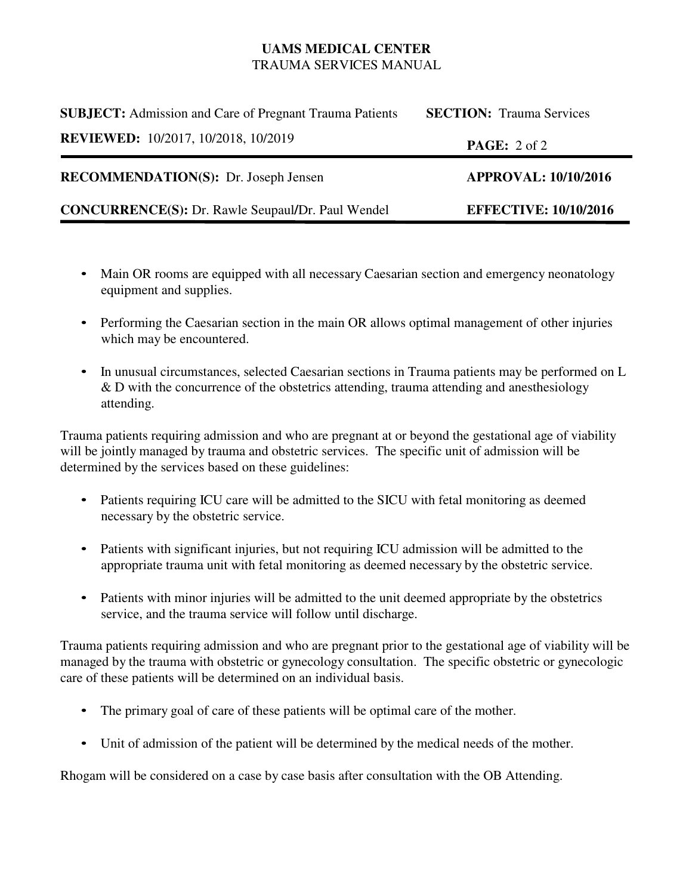- Main OR rooms are equipped with all necessary Caesarian section and emergency neonatology equipment and supplies.

- Performing the Caesarian section in the main OR allows optimal management of other injuries which may be encountered.

- In unusual circumstances, selected Caesarian sections in Trauma patients may be performed on L & D with the concurrence of the obstetrics attending, trauma attending and anesthesiology attending.

Trauma patients requiring admission and who are pregnant at or beyond the gestational age of viability will be jointly managed by trauma and obstetric services. The specific unit of admission will be determined by the services based on these guidelines:

- Patients requiring ICU care will be admitted to the SICU with fetal monitoring as deemed necessary by the obstetric service.

- Patients with significant injuries, but not requiring ICU admission will be admitted to the appropriate trauma unit with fetal monitoring as deemed necessary by the obstetric service.

- Patients with minor injuries will be admitted to the unit deemed appropriate by the obstetrics service, and the trauma service will follow until discharge.

Trauma patients requiring admission and who are pregnant prior to the gestational age of viability will be managed by the trauma with obstetric or gynecology consultation. The specific obstetric or gynecologic care of these patients will be determined on an individual basis.

- The primary goal of care of these patients will be optimal care of the mother.

- Unit of admission of the patient will be determined by the medical needs of the mother.

Rhogam will be considered on a case by case basis after consultation with the OB Attending.